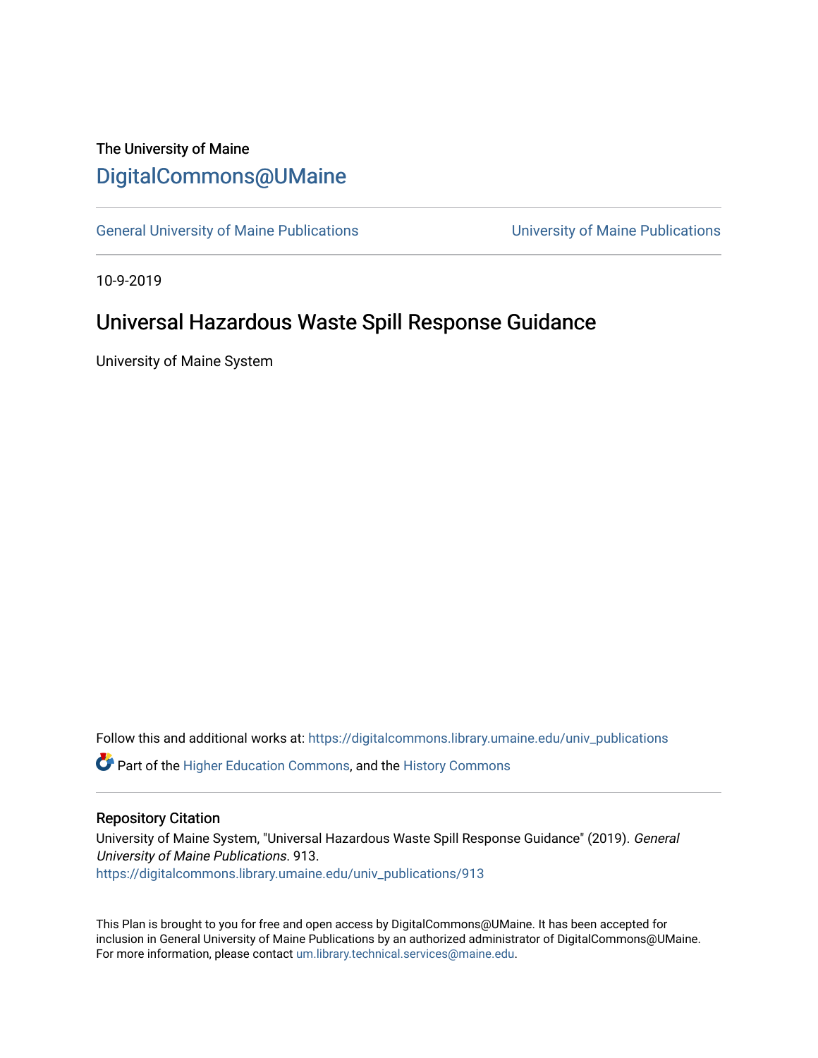The University of Maine

# DigitalCommons@UMaine

General University of Maine Publications | University of Maine Publications

10-9-2019

## Universal Hazardous Waste Spill Response Guidance

University of Maine System

Follow this and additional works at: https://digitalcommons.library.umaine.edu/univ_publications

Part of the Higher Education Commons, and the History Commons

### Repository Citation

University of Maine System, "Universal Hazardous Waste Spill Response Guidance" (2019). *General University of Maine Publications*. 913.
https://digitalcommons.library.umaine.edu/univ_publications/913

This Plan is brought to you for free and open access by DigitalCommons@UMaine. It has been accepted for inclusion in General University of Maine Publications by an authorized administrator of DigitalCommons@UMaine. For more information, please contact um.library.technical.services@maine.edu.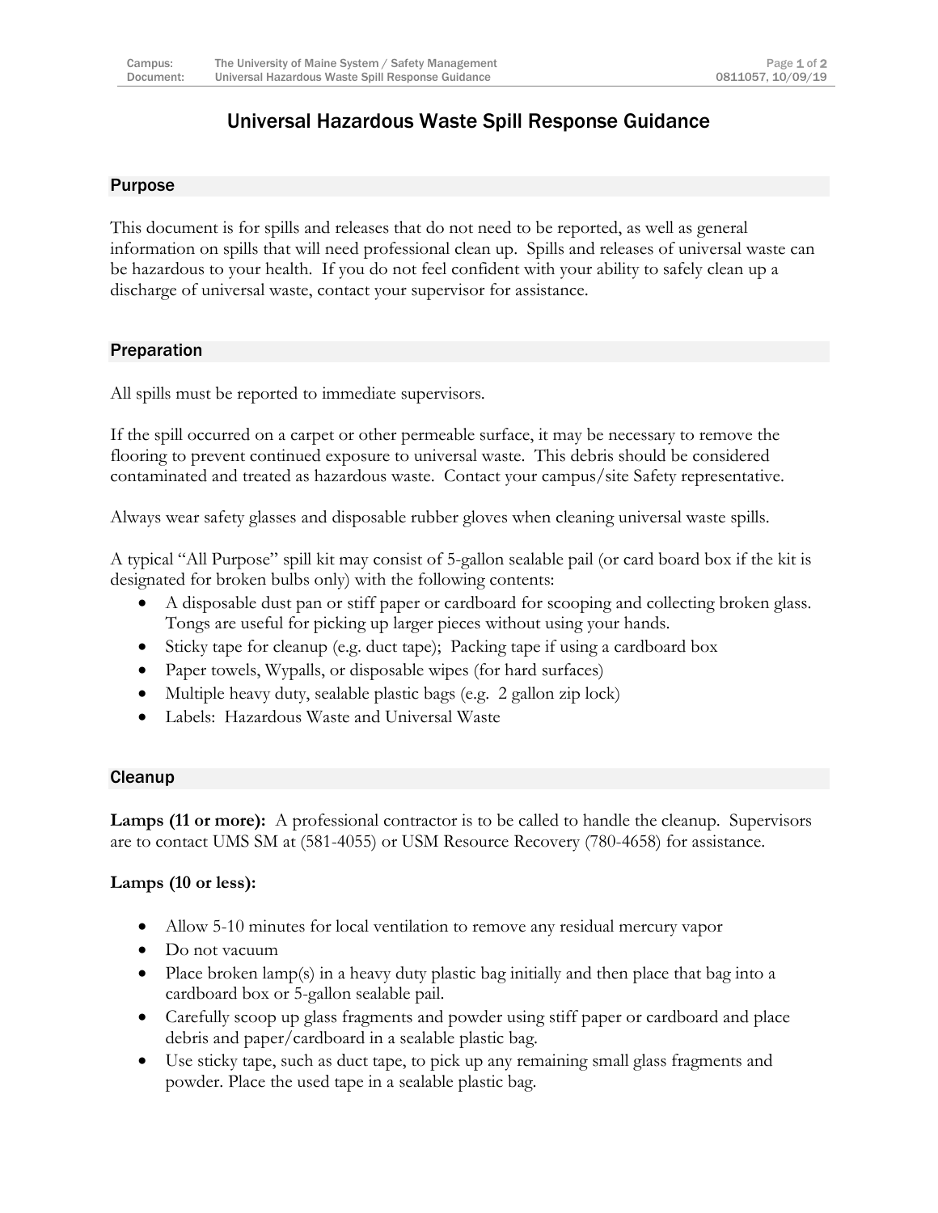# Universal Hazardous Waste Spill Response Guidance

## Purpose

This document is for spills and releases that do not need to be reported, as well as general information on spills that will need professional clean up. Spills and releases of universal waste can be hazardous to your health. If you do not feel confident with your ability to safely clean up a discharge of universal waste, contact your supervisor for assistance.

## Preparation

All spills must be reported to immediate supervisors.

If the spill occurred on a carpet or other permeable surface, it may be necessary to remove the flooring to prevent continued exposure to universal waste. This debris should be considered contaminated and treated as hazardous waste. Contact your campus/site Safety representative.

Always wear safety glasses and disposable rubber gloves when cleaning universal waste spills.

A typical "All Purpose" spill kit may consist of 5-gallon sealable pail (or card board box if the kit is designated for broken bulbs only) with the following contents:

- A disposable dust pan or stiff paper or cardboard for scooping and collecting broken glass. Tongs are useful for picking up larger pieces without using your hands.
- Sticky tape for cleanup (e.g. duct tape); Packing tape if using a cardboard box
- Paper towels, Wypalls, or disposable wipes (for hard surfaces)
- Multiple heavy duty, sealable plastic bags (e.g. 2 gallon zip lock)
- Labels: Hazardous Waste and Universal Waste

## Cleanup

**Lamps (11 or more):** A professional contractor is to be called to handle the cleanup. Supervisors are to contact UMS SM at (581-4055) or USM Resource Recovery (780-4658) for assistance.

**Lamps (10 or less):**

- Allow 5-10 minutes for local ventilation to remove any residual mercury vapor
- Do not vacuum
- Place broken lamp(s) in a heavy duty plastic bag initially and then place that bag into a cardboard box or 5-gallon sealable pail.
- Carefully scoop up glass fragments and powder using stiff paper or cardboard and place debris and paper/cardboard in a sealable plastic bag.
- Use sticky tape, such as duct tape, to pick up any remaining small glass fragments and powder. Place the used tape in a sealable plastic bag.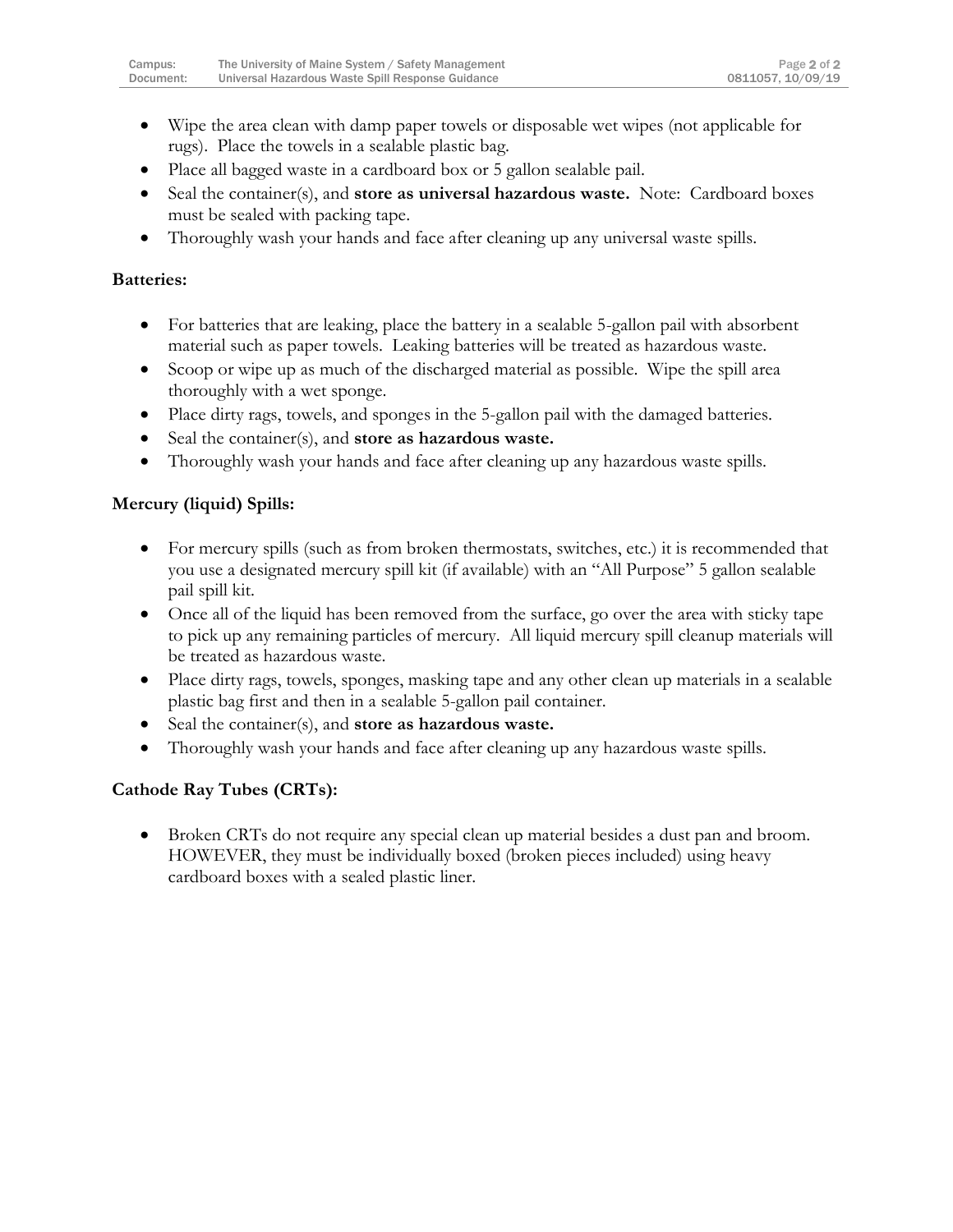- Wipe the area clean with damp paper towels or disposable wet wipes (not applicable for rugs). Place the towels in a sealable plastic bag.
- Place all bagged waste in a cardboard box or 5 gallon sealable pail.
- Seal the container(s), and **store as universal hazardous waste.** Note: Cardboard boxes must be sealed with packing tape.
- Thoroughly wash your hands and face after cleaning up any universal waste spills.

**Batteries:**

- For batteries that are leaking, place the battery in a sealable 5-gallon pail with absorbent material such as paper towels. Leaking batteries will be treated as hazardous waste.
- Scoop or wipe up as much of the discharged material as possible. Wipe the spill area thoroughly with a wet sponge.
- Place dirty rags, towels, and sponges in the 5-gallon pail with the damaged batteries.
- Seal the container(s), and **store as hazardous waste.**
- Thoroughly wash your hands and face after cleaning up any hazardous waste spills.

**Mercury (liquid) Spills:**

- For mercury spills (such as from broken thermostats, switches, etc.) it is recommended that you use a designated mercury spill kit (if available) with an "All Purpose" 5 gallon sealable pail spill kit.
- Once all of the liquid has been removed from the surface, go over the area with sticky tape to pick up any remaining particles of mercury. All liquid mercury spill cleanup materials will be treated as hazardous waste.
- Place dirty rags, towels, sponges, masking tape and any other clean up materials in a sealable plastic bag first and then in a sealable 5-gallon pail container.
- Seal the container(s), and **store as hazardous waste.**
- Thoroughly wash your hands and face after cleaning up any hazardous waste spills.

**Cathode Ray Tubes (CRTs):**

- Broken CRTs do not require any special clean up material besides a dust pan and broom. HOWEVER, they must be individually boxed (broken pieces included) using heavy cardboard boxes with a sealed plastic liner.